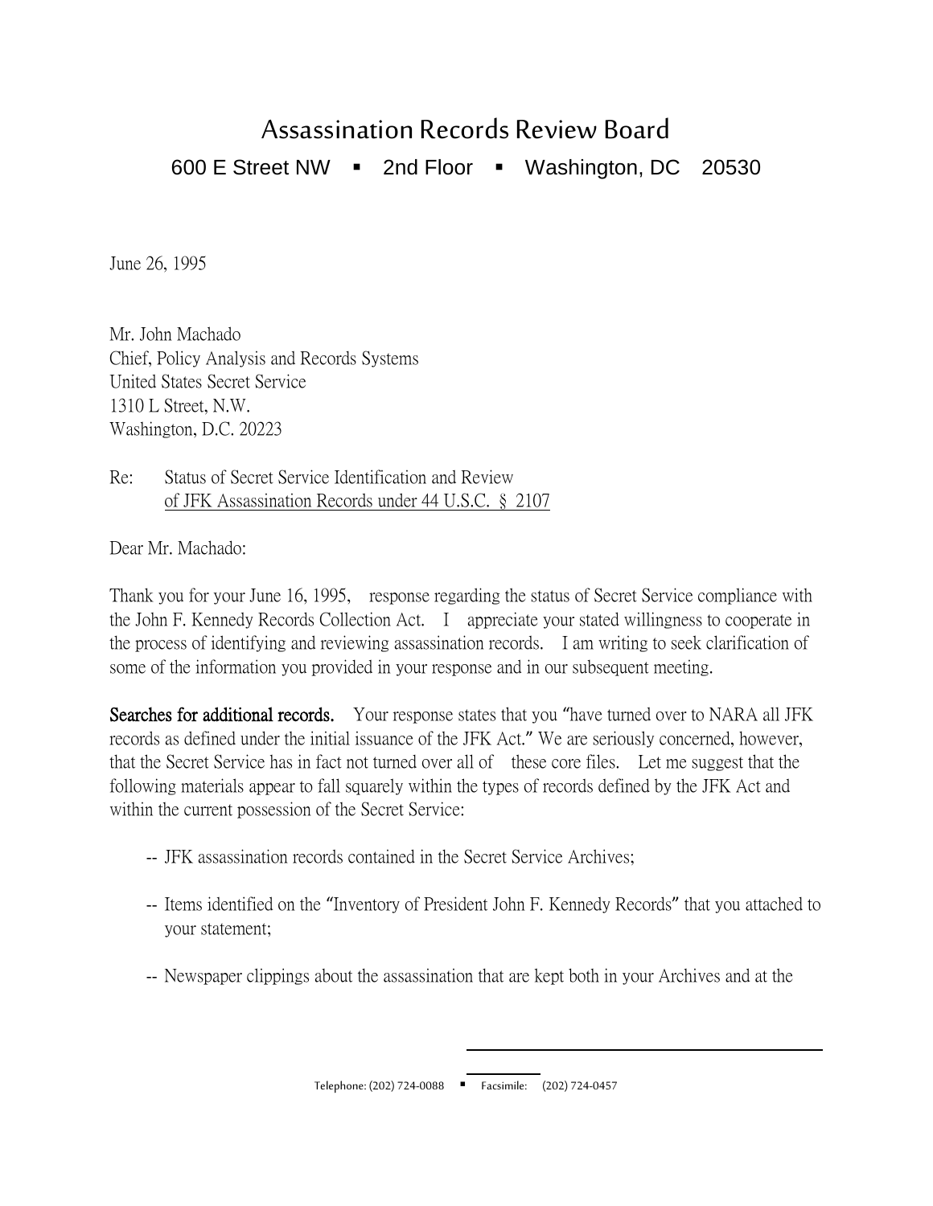# Assassination Records Review Board

600 E Street NW ▪ 2nd Floor ▪ Washington, DC 20530

June 26, 1995

Mr. John Machado
Chief, Policy Analysis and Records Systems
United States Secret Service
1310 L Street, N.W.
Washington, D.C. 20223

Re: Status of Secret Service Identification and Review of JFK Assassination Records under 44 U.S.C. § 2107

Dear Mr. Machado:

Thank you for your June 16, 1995, response regarding the status of Secret Service compliance with the John F. Kennedy Records Collection Act. I appreciate your stated willingness to cooperate in the process of identifying and reviewing assassination records. I am writing to seek clarification of some of the information you provided in your response and in our subsequent meeting.

**Searches for additional records.** Your response states that you "have turned over to NARA all JFK records as defined under the initial issuance of the JFK Act." We are seriously concerned, however, that the Secret Service has in fact not turned over all of these core files. Let me suggest that the following materials appear to fall squarely within the types of records defined by the JFK Act and within the current possession of the Secret Service:

- JFK assassination records contained in the Secret Service Archives;
- Items identified on the "Inventory of President John F. Kennedy Records" that you attached to your statement;
- Newspaper clippings about the assassination that are kept both in your Archives and at the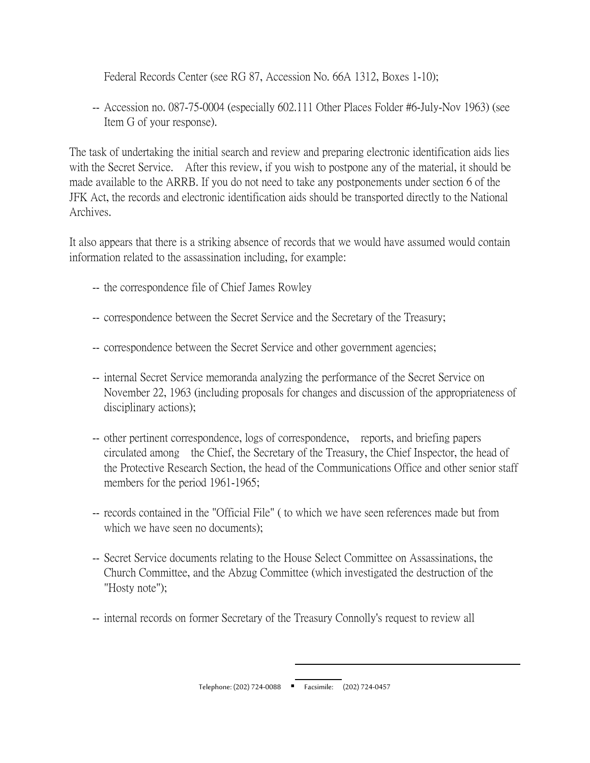Federal Records Center (see RG 87, Accession No. 66A 1312, Boxes 1-10);

-- Accession no. 087-75-0004 (especially 602.111 Other Places Folder #6-July-Nov 1963) (see Item G of your response).

The task of undertaking the initial search and review and preparing electronic identification aids lies with the Secret Service. After this review, if you wish to postpone any of the material, it should be made available to the ARRB. If you do not need to take any postponements under section 6 of the JFK Act, the records and electronic identification aids should be transported directly to the National Archives.

It also appears that there is a striking absence of records that we would have assumed would contain information related to the assassination including, for example:

-- the correspondence file of Chief James Rowley

-- correspondence between the Secret Service and the Secretary of the Treasury;

-- correspondence between the Secret Service and other government agencies;

-- internal Secret Service memoranda analyzing the performance of the Secret Service on November 22, 1963 (including proposals for changes and discussion of the appropriateness of disciplinary actions);

-- other pertinent correspondence, logs of correspondence, reports, and briefing papers circulated among the Chief, the Secretary of the Treasury, the Chief Inspector, the head of the Protective Research Section, the head of the Communications Office and other senior staff members for the period 1961-1965;

-- records contained in the "Official File" ( to which we have seen references made but from which we have seen no documents);

-- Secret Service documents relating to the House Select Committee on Assassinations, the Church Committee, and the Abzug Committee (which investigated the destruction of the "Hosty note");

-- internal records on former Secretary of the Treasury Connolly's request to review all

Telephone: (202) 724-0088 ▪ Facsimile: (202) 724-0457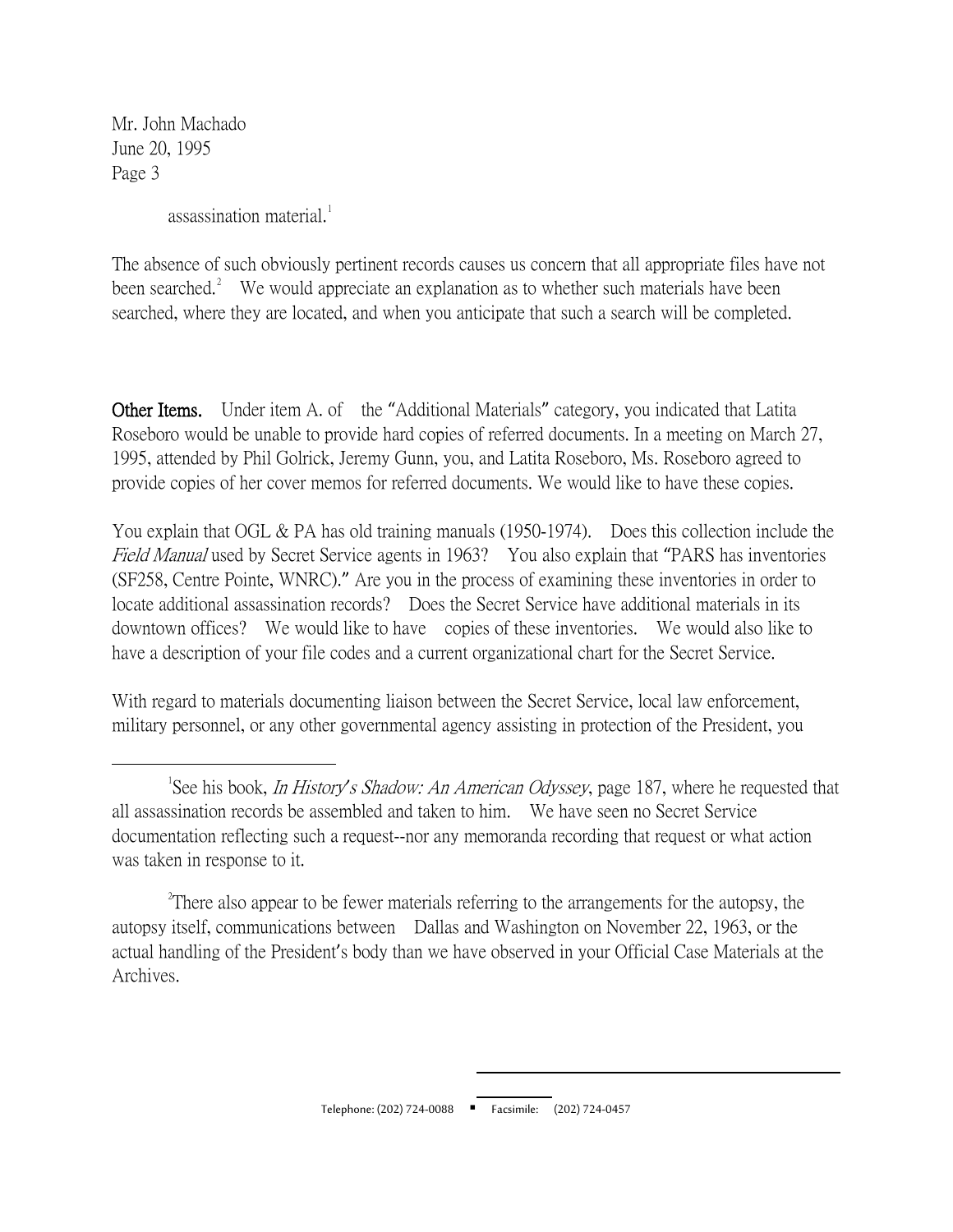assassination material.[1]

The absence of such obviously pertinent records causes us concern that all appropriate files have not been searched.[2] We would appreciate an explanation as to whether such materials have been searched, where they are located, and when you anticipate that such a search will be completed.

**Other Items.** Under item A. of the "Additional Materials" category, you indicated that Latita Roseboro would be unable to provide hard copies of referred documents. In a meeting on March 27, 1995, attended by Phil Golrick, Jeremy Gunn, you, and Latita Roseboro, Ms. Roseboro agreed to provide copies of her cover memos for referred documents. We would like to have these copies.

You explain that OGL & PA has old training manuals (1950-1974). Does this collection include the *Field Manual* used by Secret Service agents in 1963? You also explain that "PARS has inventories (SF258, Centre Pointe, WNRC)." Are you in the process of examining these inventories in order to locate additional assassination records? Does the Secret Service have additional materials in its downtown offices? We would like to have copies of these inventories. We would also like to have a description of your file codes and a current organizational chart for the Secret Service.

With regard to materials documenting liaison between the Secret Service, local law enforcement, military personnel, or any other governmental agency assisting in protection of the President, you

---

[1] See his book, *In History's Shadow: An American Odyssey*, page 187, where he requested that all assassination records be assembled and taken to him. We have seen no Secret Service documentation reflecting such a request--nor any memoranda recording that request or what action was taken in response to it.

[2] There also appear to be fewer materials referring to the arrangements for the autopsy, the autopsy itself, communications between Dallas and Washington on November 22, 1963, or the actual handling of the President's body than we have observed in your Official Case Materials at the Archives.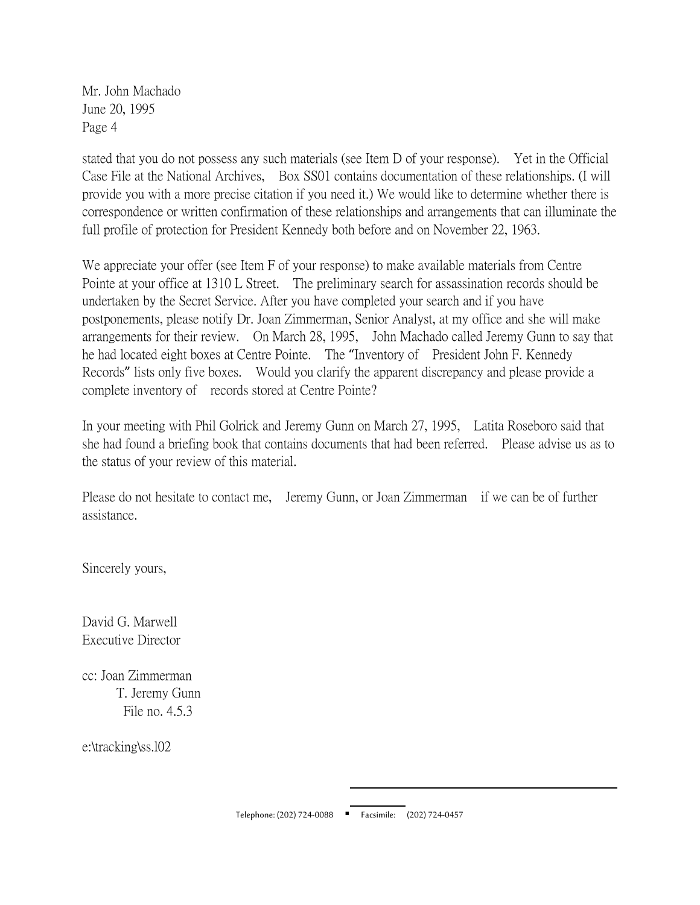Mr. John Machado
June 20, 1995
Page 4

stated that you do not possess any such materials (see Item D of your response). Yet in the Official Case File at the National Archives, Box SS01 contains documentation of these relationships. (I will provide you with a more precise citation if you need it.) We would like to determine whether there is correspondence or written confirmation of these relationships and arrangements that can illuminate the full profile of protection for President Kennedy both before and on November 22, 1963.

We appreciate your offer (see Item F of your response) to make available materials from Centre Pointe at your office at 1310 L Street. The preliminary search for assassination records should be undertaken by the Secret Service. After you have completed your search and if you have postponements, please notify Dr. Joan Zimmerman, Senior Analyst, at my office and she will make arrangements for their review. On March 28, 1995, John Machado called Jeremy Gunn to say that he had located eight boxes at Centre Pointe. The "Inventory of President John F. Kennedy Records" lists only five boxes. Would you clarify the apparent discrepancy and please provide a complete inventory of records stored at Centre Pointe?

In your meeting with Phil Golrick and Jeremy Gunn on March 27, 1995, Latita Roseboro said that she had found a briefing book that contains documents that had been referred. Please advise us as to the status of your review of this material.

Please do not hesitate to contact me, Jeremy Gunn, or Joan Zimmerman if we can be of further assistance.

Sincerely yours,

David G. Marwell
Executive Director

cc: Joan Zimmerman
T. Jeremy Gunn
File no. 4.5.3

e:\tracking\ss.l02

Telephone: (202) 724-0088 ▪ Facsimile: (202) 724-0457